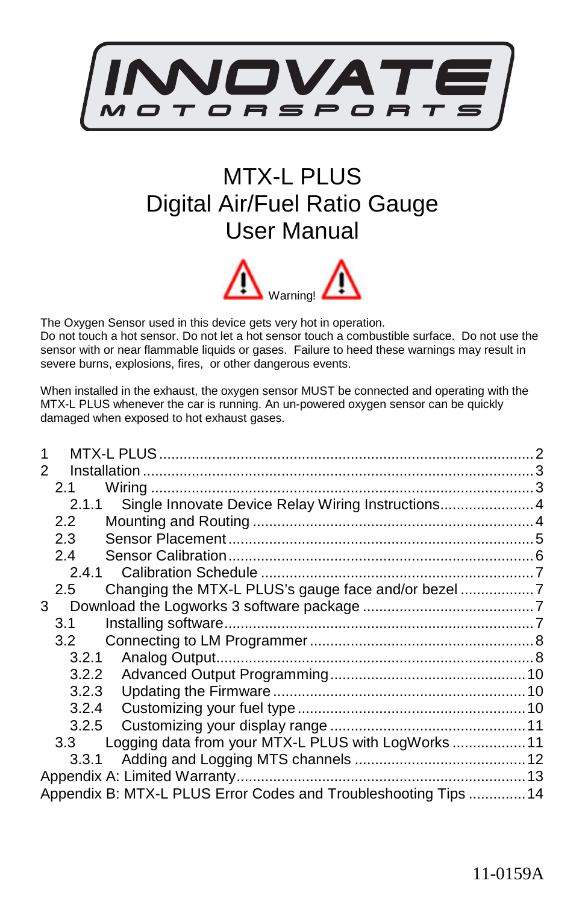INNOVATE MOTORSPORTS

# MTX-L PLUS
# Digital Air/Fuel Ratio Gauge
# User Manual

Warning!

The Oxygen Sensor used in this device gets very hot in operation.
Do not touch a hot sensor. Do not let a hot sensor touch a combustible surface. Do not use the sensor with or near flammable liquids or gases. Failure to heed these warnings may result in severe burns, explosions, fires, or other dangerous events.

When installed in the exhaust, the oxygen sensor MUST be connected and operating with the MTX-L PLUS whenever the car is running. An un-powered oxygen sensor can be quickly damaged when exposed to hot exhaust gases.

- 1 MTX-L PLUS ..... 2
- 2 Installation ..... 3
  - 2.1 Wiring ..... 3
    - 2.1.1 Single Innovate Device Relay Wiring Instructions ..... 4
  - 2.2 Mounting and Routing ..... 4
  - 2.3 Sensor Placement ..... 5
  - 2.4 Sensor Calibration ..... 6
    - 2.4.1 Calibration Schedule ..... 7
  - 2.5 Changing the MTX-L PLUS's gauge face and/or bezel ..... 7
- 3 Download the Logworks 3 software package ..... 7
  - 3.1 Installing software ..... 7
  - 3.2 Connecting to LM Programmer ..... 8
    - 3.2.1 Analog Output ..... 8
    - 3.2.2 Advanced Output Programming ..... 10
    - 3.2.3 Updating the Firmware ..... 10
    - 3.2.4 Customizing your fuel type ..... 10
    - 3.2.5 Customizing your display range ..... 11
  - 3.3 Logging data from your MTX-L PLUS with LogWorks ..... 11
    - 3.3.1 Adding and Logging MTS channels ..... 12
- Appendix A: Limited Warranty ..... 13
- Appendix B: MTX-L PLUS Error Codes and Troubleshooting Tips ..... 14

11-0159A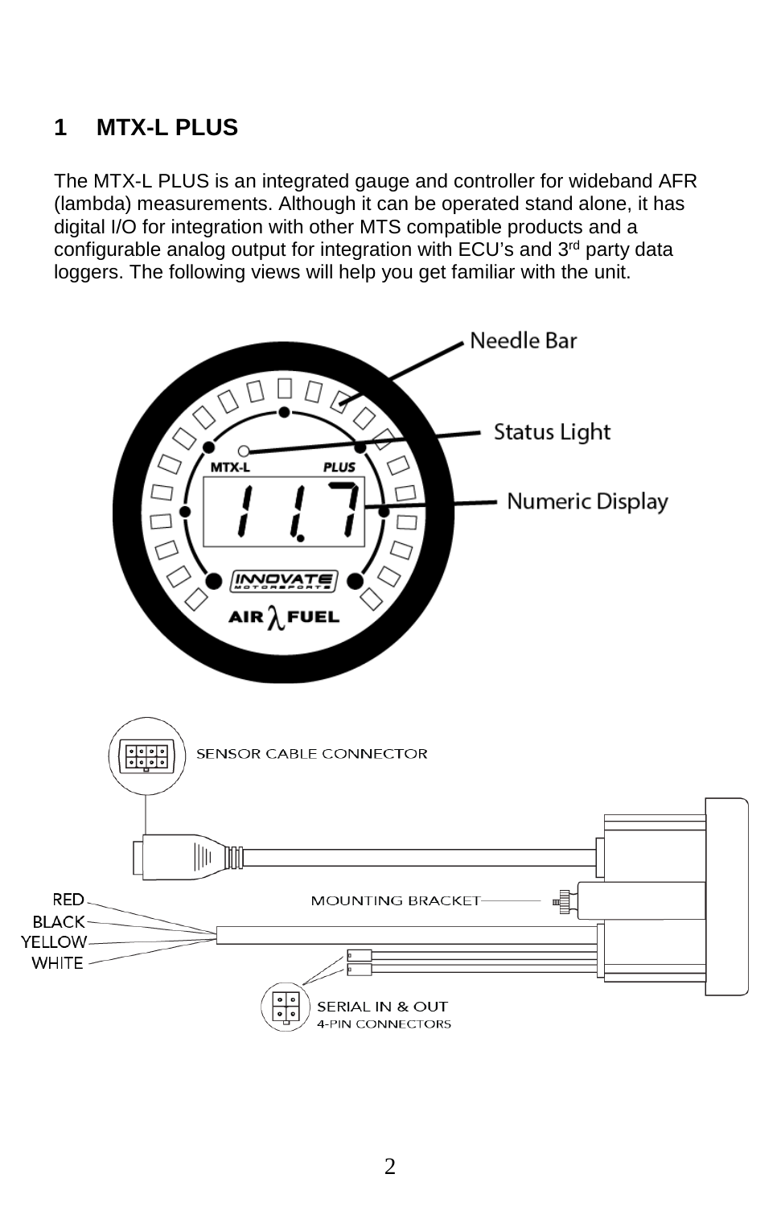# 1 MTX-L PLUS

The MTX-L PLUS is an integrated gauge and controller for wideband AFR (lambda) measurements. Although it can be operated stand alone, it has digital I/O for integration with other MTS compatible products and a configurable analog output for integration with ECU's and 3rd party data loggers. The following views will help you get familiar with the unit.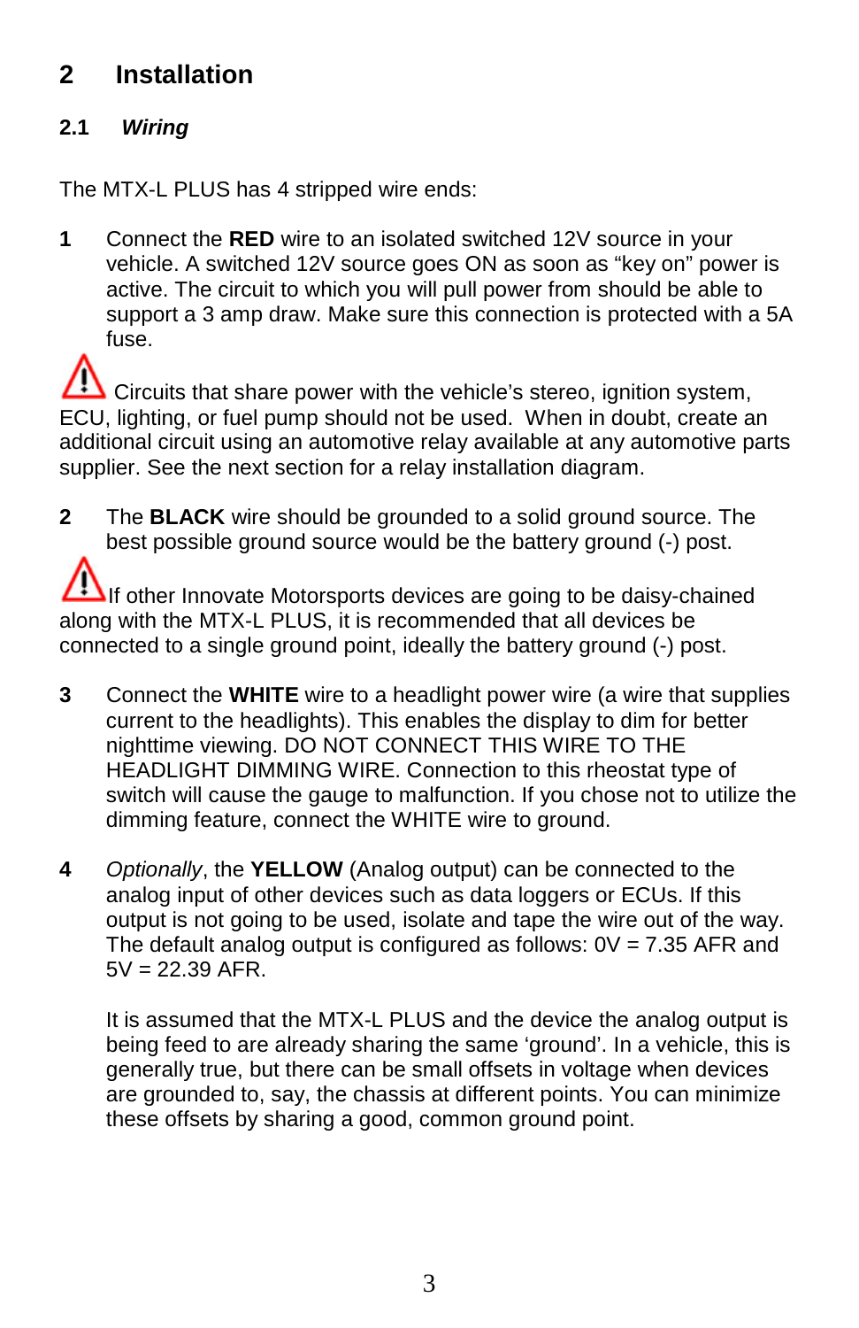# 2 Installation

## 2.1 *Wiring*

The MTX-L PLUS has 4 stripped wire ends:

1. Connect the **RED** wire to an isolated switched 12V source in your vehicle. A switched 12V source goes ON as soon as "key on" power is active. The circuit to which you will pull power from should be able to support a 3 amp draw. Make sure this connection is protected with a 5A fuse.

⚠ Circuits that share power with the vehicle's stereo, ignition system, ECU, lighting, or fuel pump should not be used. When in doubt, create an additional circuit using an automotive relay available at any automotive parts supplier. See the next section for a relay installation diagram.

2. The **BLACK** wire should be grounded to a solid ground source. The best possible ground source would be the battery ground (-) post.

⚠ If other Innovate Motorsports devices are going to be daisy-chained along with the MTX-L PLUS, it is recommended that all devices be connected to a single ground point, ideally the battery ground (-) post.

3. Connect the **WHITE** wire to a headlight power wire (a wire that supplies current to the headlights). This enables the display to dim for better nighttime viewing. DO NOT CONNECT THIS WIRE TO THE HEADLIGHT DIMMING WIRE. Connection to this rheostat type of switch will cause the gauge to malfunction. If you chose not to utilize the dimming feature, connect the WHITE wire to ground.

4. *Optionally*, the **YELLOW** (Analog output) can be connected to the analog input of other devices such as data loggers or ECUs. If this output is not going to be used, isolate and tape the wire out of the way. The default analog output is configured as follows: 0V = 7.35 AFR and 5V = 22.39 AFR.

   It is assumed that the MTX-L PLUS and the device the analog output is being feed to are already sharing the same 'ground'. In a vehicle, this is generally true, but there can be small offsets in voltage when devices are grounded to, say, the chassis at different points. You can minimize these offsets by sharing a good, common ground point.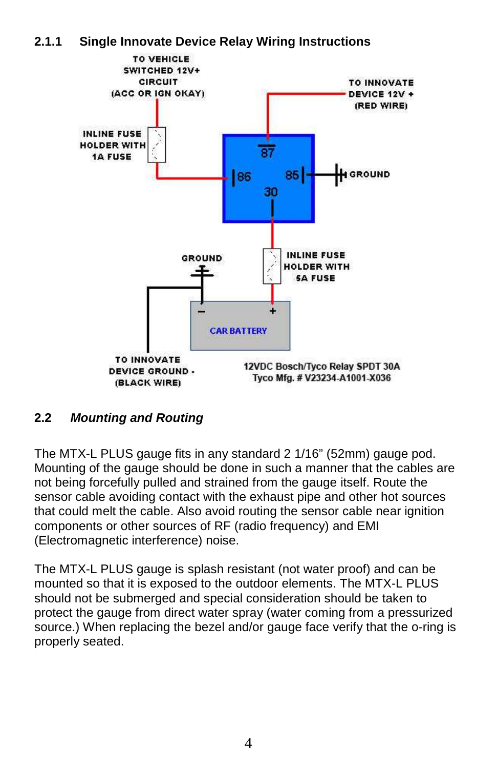### 2.1.1 Single Innovate Device Relay Wiring Instructions

TO VEHICLE SWITCHED 12V+ CIRCUIT (ACC OR IGN OKAY)

INLINE FUSE HOLDER WITH 1A FUSE

TO INNOVATE DEVICE 12V + (RED WIRE)

87

86

85

GROUND

30

GROUND

INLINE FUSE HOLDER WITH 5A FUSE

–

+

CAR BATTERY

TO INNOVATE DEVICE GROUND - (BLACK WIRE)

12VDC Bosch/Tyco Relay SPDT 30A
Tyco Mfg. # V23234-A1001-X036

## 2.2 *Mounting and Routing*

The MTX-L PLUS gauge fits in any standard 2 1/16" (52mm) gauge pod. Mounting of the gauge should be done in such a manner that the cables are not being forcefully pulled and strained from the gauge itself. Route the sensor cable avoiding contact with the exhaust pipe and other hot sources that could melt the cable. Also avoid routing the sensor cable near ignition components or other sources of RF (radio frequency) and EMI (Electromagnetic interference) noise.

The MTX-L PLUS gauge is splash resistant (not water proof) and can be mounted so that it is exposed to the outdoor elements. The MTX-L PLUS should not be submerged and special consideration should be taken to protect the gauge from direct water spray (water coming from a pressurized source.) When replacing the bezel and/or gauge face verify that the o-ring is properly seated.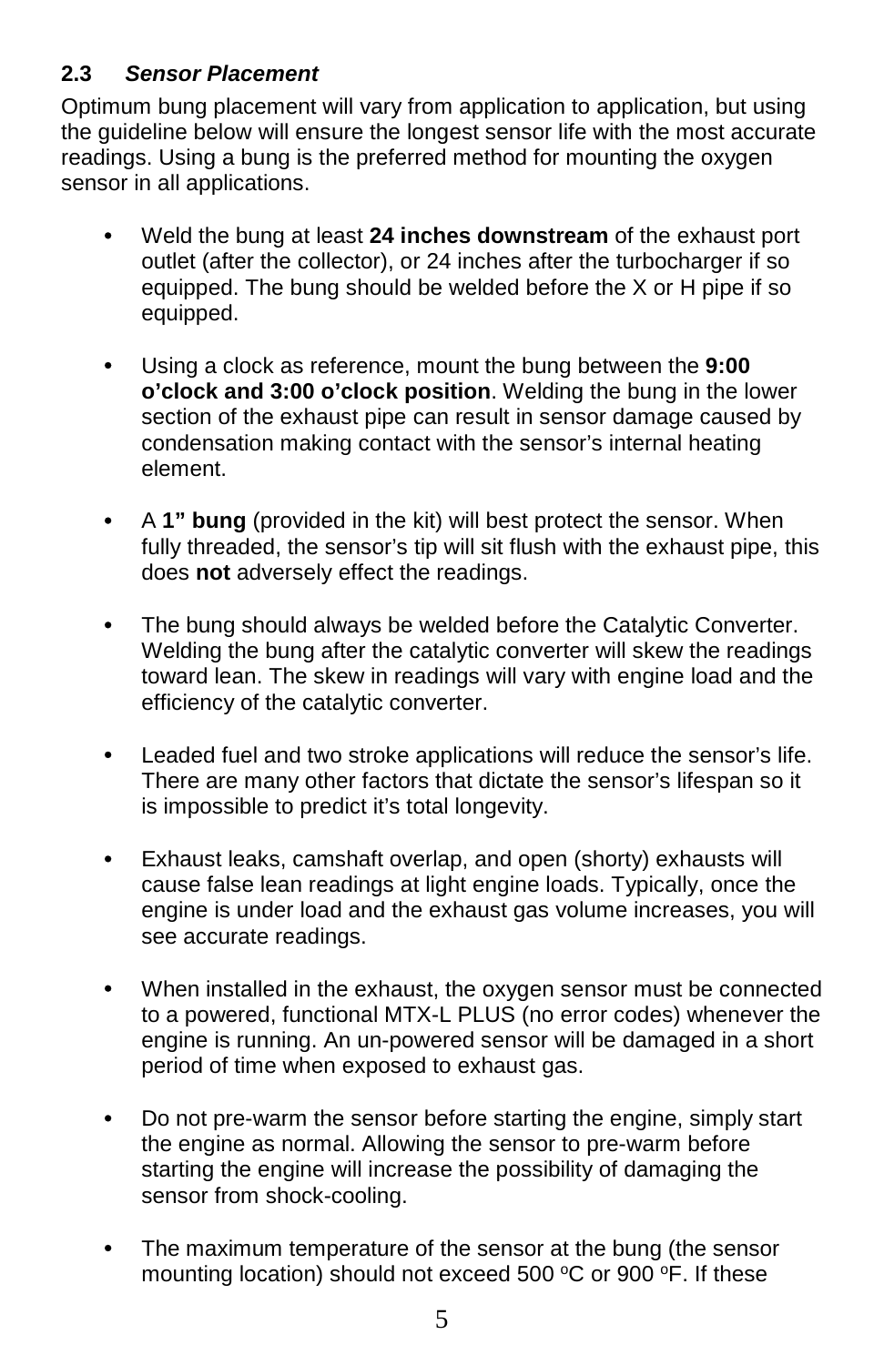### 2.3 *Sensor Placement*

Optimum bung placement will vary from application to application, but using the guideline below will ensure the longest sensor life with the most accurate readings. Using a bung is the preferred method for mounting the oxygen sensor in all applications.

- Weld the bung at least **24 inches downstream** of the exhaust port outlet (after the collector), or 24 inches after the turbocharger if so equipped. The bung should be welded before the X or H pipe if so equipped.

- Using a clock as reference, mount the bung between the **9:00 o'clock and 3:00 o'clock position**. Welding the bung in the lower section of the exhaust pipe can result in sensor damage caused by condensation making contact with the sensor's internal heating element.

- A **1" bung** (provided in the kit) will best protect the sensor. When fully threaded, the sensor's tip will sit flush with the exhaust pipe, this does **not** adversely effect the readings.

- The bung should always be welded before the Catalytic Converter. Welding the bung after the catalytic converter will skew the readings toward lean. The skew in readings will vary with engine load and the efficiency of the catalytic converter.

- Leaded fuel and two stroke applications will reduce the sensor's life. There are many other factors that dictate the sensor's lifespan so it is impossible to predict it's total longevity.

- Exhaust leaks, camshaft overlap, and open (shorty) exhausts will cause false lean readings at light engine loads. Typically, once the engine is under load and the exhaust gas volume increases, you will see accurate readings.

- When installed in the exhaust, the oxygen sensor must be connected to a powered, functional MTX-L PLUS (no error codes) whenever the engine is running. An un-powered sensor will be damaged in a short period of time when exposed to exhaust gas.

- Do not pre-warm the sensor before starting the engine, simply start the engine as normal. Allowing the sensor to pre-warm before starting the engine will increase the possibility of damaging the sensor from shock-cooling.

- The maximum temperature of the sensor at the bung (the sensor mounting location) should not exceed 500 $^{o}$C or 900 $^{o}$F. If these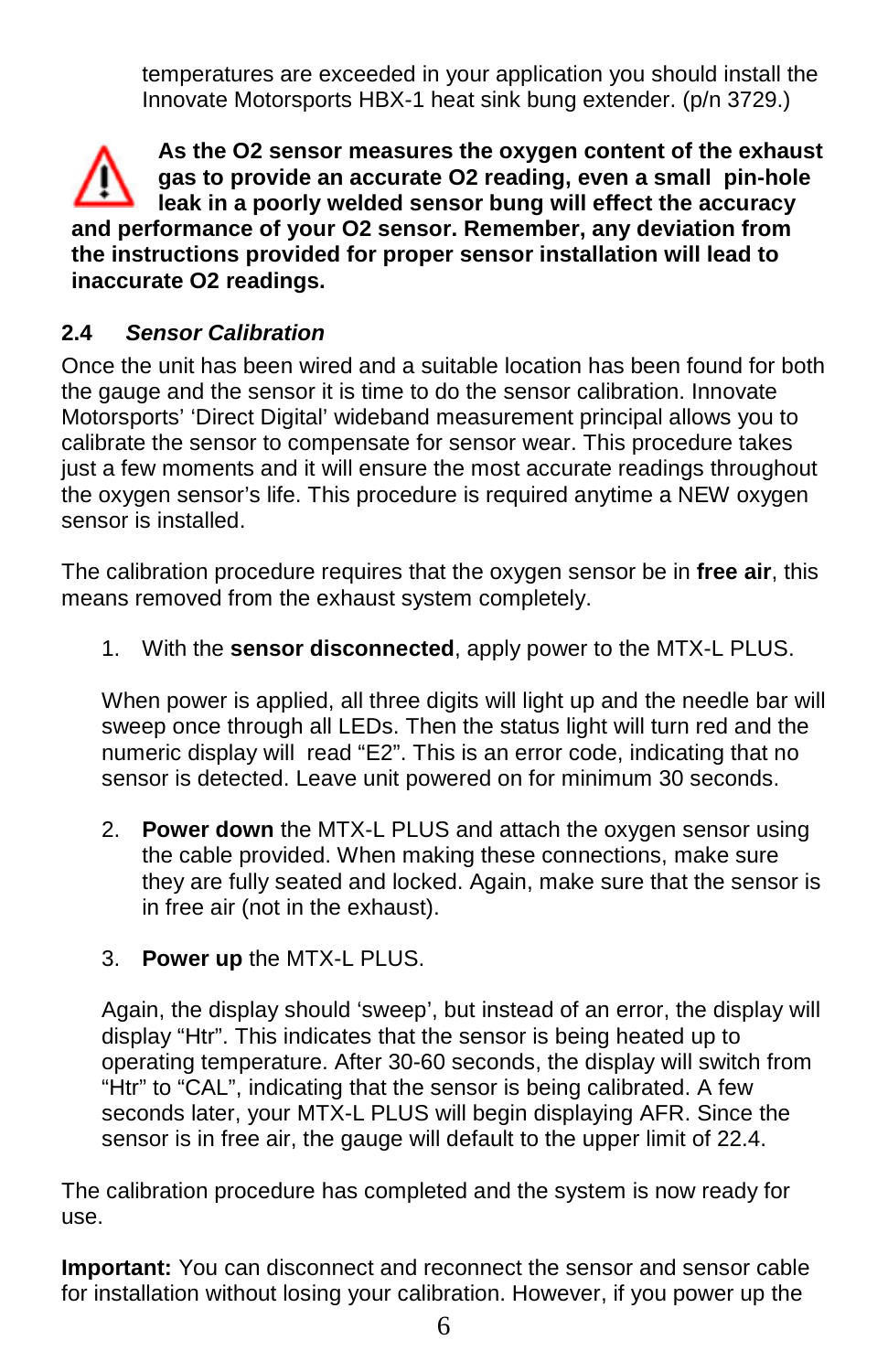temperatures are exceeded in your application you should install the Innovate Motorsports HBX-1 heat sink bung extender. (p/n 3729.)

**As the O2 sensor measures the oxygen content of the exhaust gas to provide an accurate O2 reading, even a small pin-hole leak in a poorly welded sensor bung will effect the accuracy and performance of your O2 sensor. Remember, any deviation from the instructions provided for proper sensor installation will lead to inaccurate O2 readings.**

## 2.4 *Sensor Calibration*

Once the unit has been wired and a suitable location has been found for both the gauge and the sensor it is time to do the sensor calibration. Innovate Motorsports' 'Direct Digital' wideband measurement principal allows you to calibrate the sensor to compensate for sensor wear. This procedure takes just a few moments and it will ensure the most accurate readings throughout the oxygen sensor's life. This procedure is required anytime a NEW oxygen sensor is installed.

The calibration procedure requires that the oxygen sensor be in **free air**, this means removed from the exhaust system completely.

1. With the **sensor disconnected**, apply power to the MTX-L PLUS.

   When power is applied, all three digits will light up and the needle bar will sweep once through all LEDs. Then the status light will turn red and the numeric display will read "E2". This is an error code, indicating that no sensor is detected. Leave unit powered on for minimum 30 seconds.

2. **Power down** the MTX-L PLUS and attach the oxygen sensor using the cable provided. When making these connections, make sure they are fully seated and locked. Again, make sure that the sensor is in free air (not in the exhaust).

3. **Power up** the MTX-L PLUS.

   Again, the display should 'sweep', but instead of an error, the display will display "Htr". This indicates that the sensor is being heated up to operating temperature. After 30-60 seconds, the display will switch from "Htr" to "CAL", indicating that the sensor is being calibrated. A few seconds later, your MTX-L PLUS will begin displaying AFR. Since the sensor is in free air, the gauge will default to the upper limit of 22.4.

The calibration procedure has completed and the system is now ready for use.

**Important:** You can disconnect and reconnect the sensor and sensor cable for installation without losing your calibration. However, if you power up the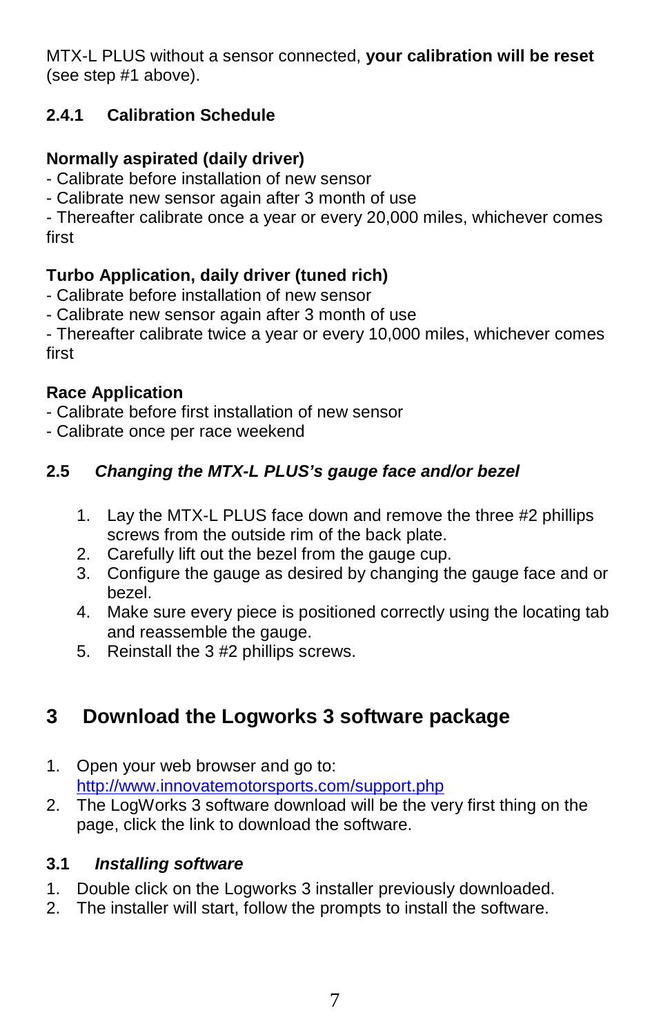MTX-L PLUS without a sensor connected, **your calibration will be reset** (see step #1 above).

### 2.4.1 Calibration Schedule

**Normally aspirated (daily driver)**
- Calibrate before installation of new sensor
- Calibrate new sensor again after 3 month of use
- Thereafter calibrate once a year or every 20,000 miles, whichever comes first

**Turbo Application, daily driver (tuned rich)**
- Calibrate before installation of new sensor
- Calibrate new sensor again after 3 month of use
- Thereafter calibrate twice a year or every 10,000 miles, whichever comes first

**Race Application**
- Calibrate before first installation of new sensor
- Calibrate once per race weekend

## 2.5 *Changing the MTX-L PLUS's gauge face and/or bezel*

1. Lay the MTX-L PLUS face down and remove the three #2 phillips screws from the outside rim of the back plate.
2. Carefully lift out the bezel from the gauge cup.
3. Configure the gauge as desired by changing the gauge face and or bezel.
4. Make sure every piece is positioned correctly using the locating tab and reassemble the gauge.
5. Reinstall the 3 #2 phillips screws.

# 3 Download the Logworks 3 software package

1. Open your web browser and go to: [http://www.innovatemotorsports.com/support.php](http://www.innovatemotorsports.com/support.php)
2. The LogWorks 3 software download will be the very first thing on the page, click the link to download the software.

## 3.1 *Installing software*

1. Double click on the Logworks 3 installer previously downloaded.
2. The installer will start, follow the prompts to install the software.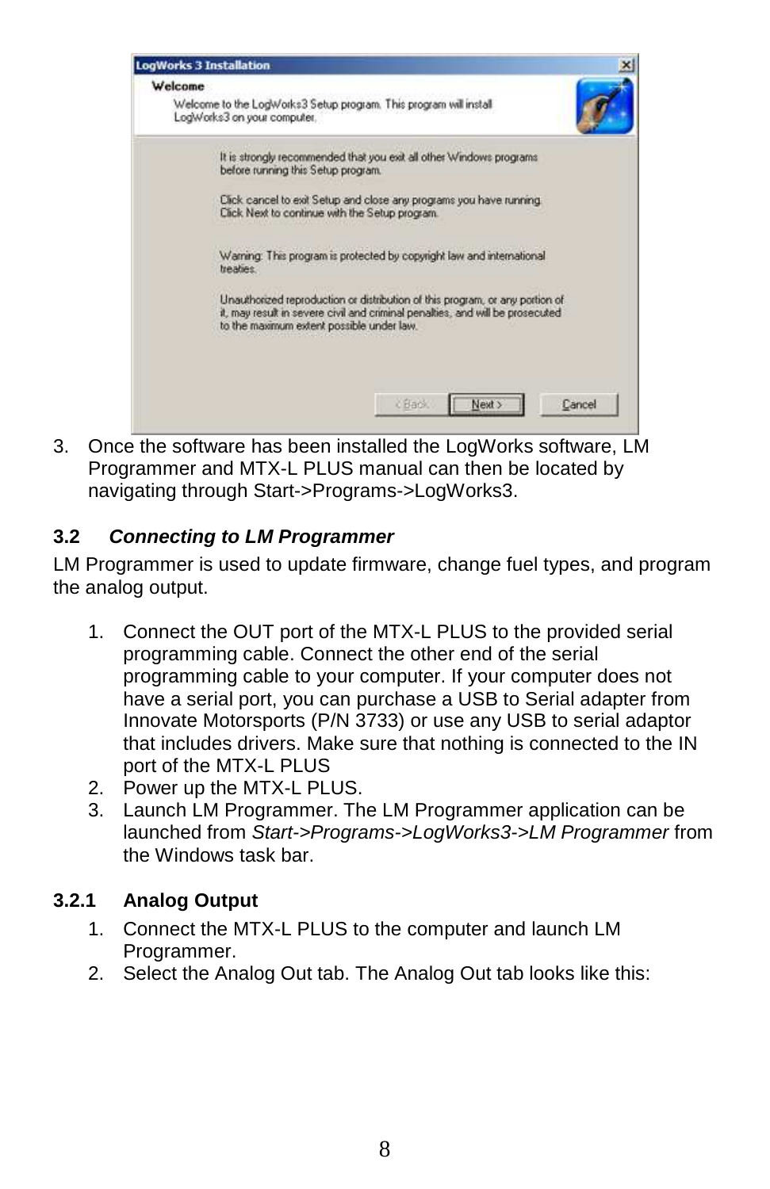3. Once the software has been installed the LogWorks software, LM Programmer and MTX-L PLUS manual can then be located by navigating through Start->Programs->LogWorks3.

### 3.2 *Connecting to LM Programmer*

LM Programmer is used to update firmware, change fuel types, and program the analog output.

1. Connect the OUT port of the MTX-L PLUS to the provided serial programming cable. Connect the other end of the serial programming cable to your computer. If your computer does not have a serial port, you can purchase a USB to Serial adapter from Innovate Motorsports (P/N 3733) or use any USB to serial adaptor that includes drivers. Make sure that nothing is connected to the IN port of the MTX-L PLUS
2. Power up the MTX-L PLUS.
3. Launch LM Programmer. The LM Programmer application can be launched from *Start->Programs->LogWorks3->LM Programmer* from the Windows task bar.

#### 3.2.1 Analog Output

1. Connect the MTX-L PLUS to the computer and launch LM Programmer.
2. Select the Analog Out tab. The Analog Out tab looks like this: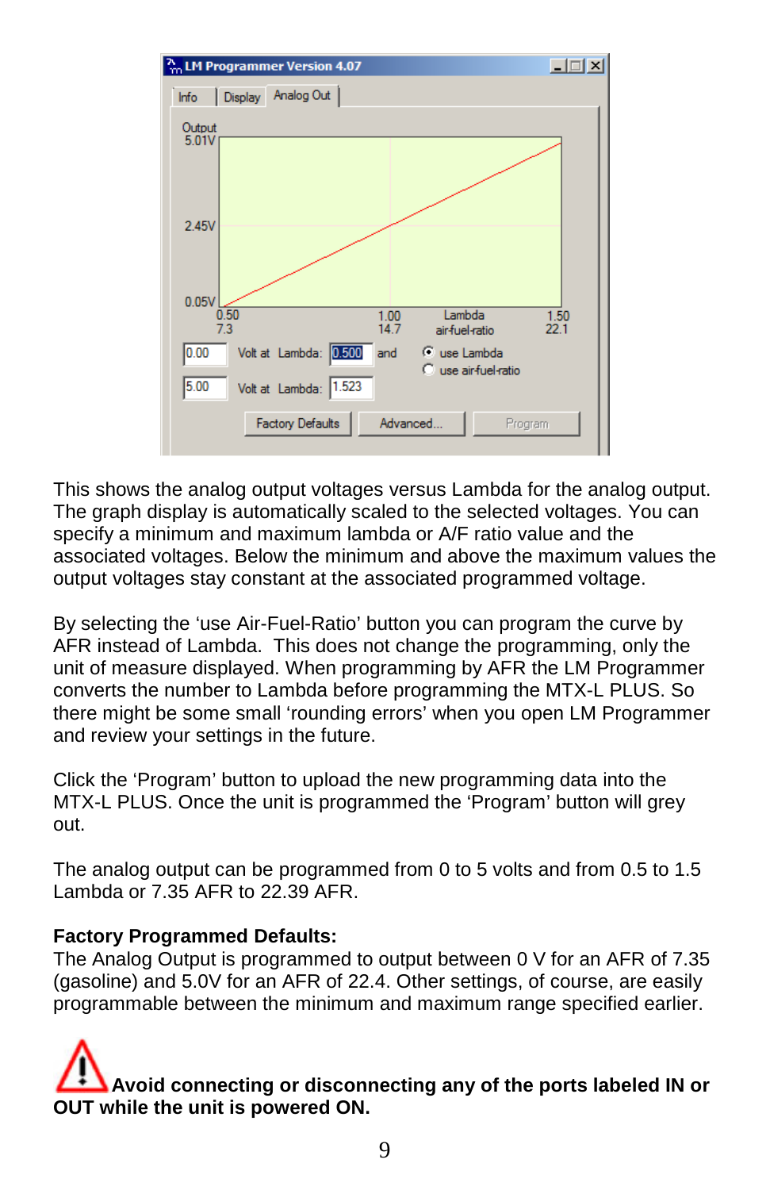This shows the analog output voltages versus Lambda for the analog output. The graph display is automatically scaled to the selected voltages. You can specify a minimum and maximum lambda or A/F ratio value and the associated voltages. Below the minimum and above the maximum values the output voltages stay constant at the associated programmed voltage.

By selecting the ‘use Air-Fuel-Ratio’ button you can program the curve by AFR instead of Lambda. This does not change the programming, only the unit of measure displayed. When programming by AFR the LM Programmer converts the number to Lambda before programming the MTX-L PLUS. So there might be some small ‘rounding errors’ when you open LM Programmer and review your settings in the future.

Click the ‘Program’ button to upload the new programming data into the MTX-L PLUS. Once the unit is programmed the ‘Program’ button will grey out.

The analog output can be programmed from 0 to 5 volts and from 0.5 to 1.5 Lambda or 7.35 AFR to 22.39 AFR.

**Factory Programmed Defaults:**
The Analog Output is programmed to output between 0 V for an AFR of 7.35 (gasoline) and 5.0V for an AFR of 22.4. Other settings, of course, are easily programmable between the minimum and maximum range specified earlier.

**Avoid connecting or disconnecting any of the ports labeled IN or OUT while the unit is powered ON.**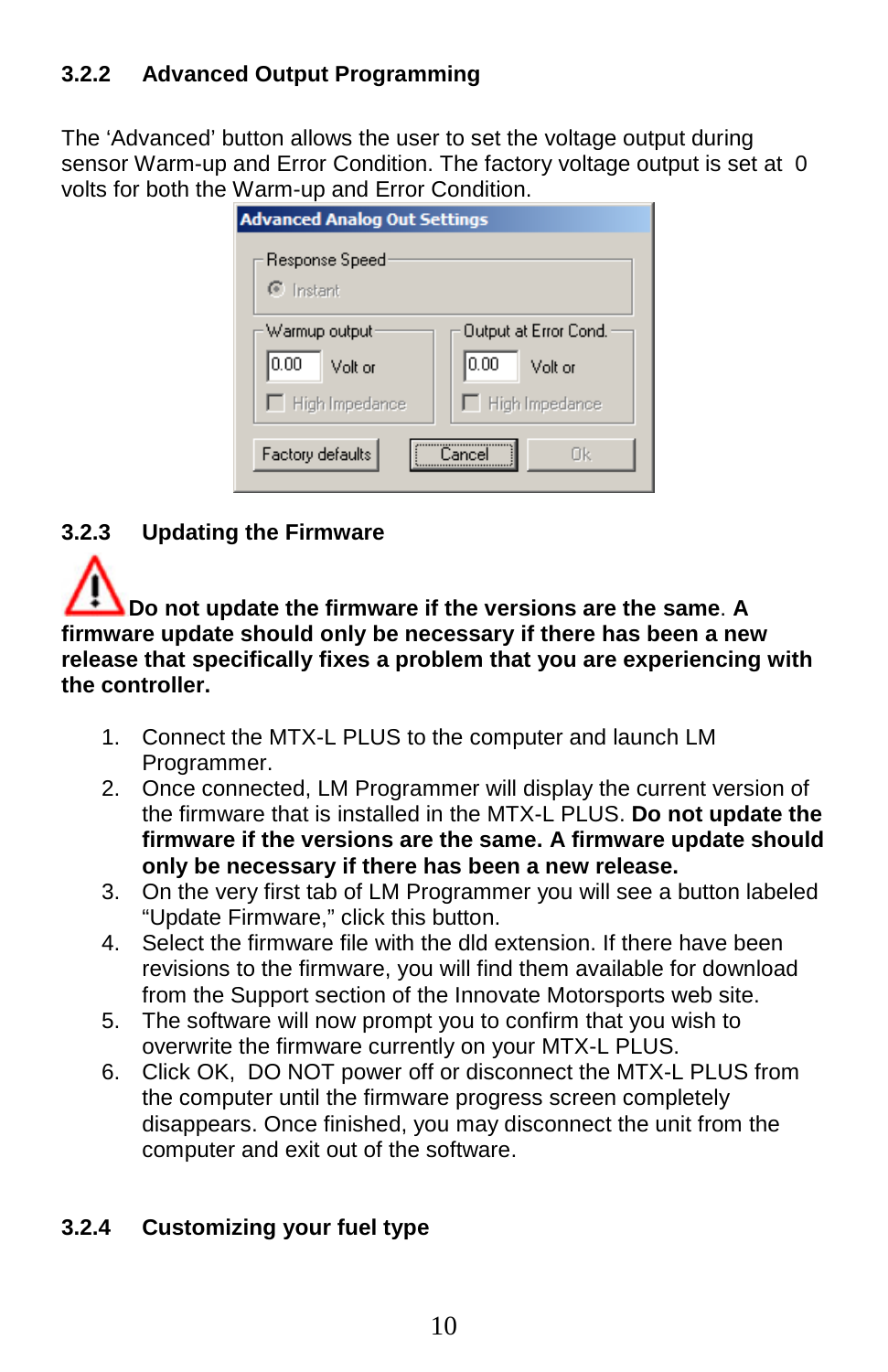### 3.2.2 Advanced Output Programming

The 'Advanced' button allows the user to set the voltage output during sensor Warm-up and Error Condition. The factory voltage output is set at 0 volts for both the Warm-up and Error Condition.

### 3.2.3 Updating the Firmware

**Do not update the firmware if the versions are the same**. **A firmware update should only be necessary if there has been a new release that specifically fixes a problem that you are experiencing with the controller.**

1. Connect the MTX-L PLUS to the computer and launch LM Programmer.
2. Once connected, LM Programmer will display the current version of the firmware that is installed in the MTX-L PLUS. **Do not update the firmware if the versions are the same. A firmware update should only be necessary if there has been a new release.**
3. On the very first tab of LM Programmer you will see a button labeled "Update Firmware," click this button.
4. Select the firmware file with the dld extension. If there have been revisions to the firmware, you will find them available for download from the Support section of the Innovate Motorsports web site.
5. The software will now prompt you to confirm that you wish to overwrite the firmware currently on your MTX-L PLUS.
6. Click OK, DO NOT power off or disconnect the MTX-L PLUS from the computer until the firmware progress screen completely disappears. Once finished, you may disconnect the unit from the computer and exit out of the software.

### 3.2.4 Customizing your fuel type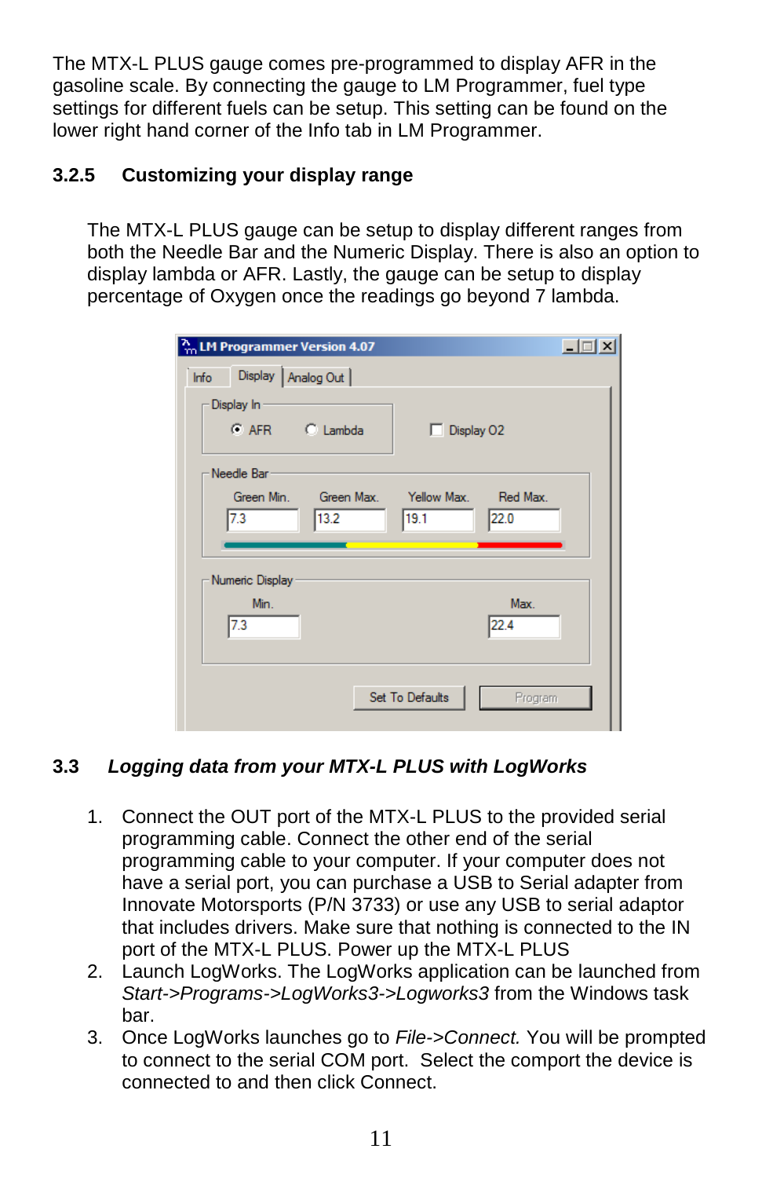The MTX-L PLUS gauge comes pre-programmed to display AFR in the gasoline scale. By connecting the gauge to LM Programmer, fuel type settings for different fuels can be setup. This setting can be found on the lower right hand corner of the Info tab in LM Programmer.

### 3.2.5 Customizing your display range

The MTX-L PLUS gauge can be setup to display different ranges from both the Needle Bar and the Numeric Display. There is also an option to display lambda or AFR. Lastly, the gauge can be setup to display percentage of Oxygen once the readings go beyond 7 lambda.

## 3.3 *Logging data from your MTX-L PLUS with LogWorks*

1. Connect the OUT port of the MTX-L PLUS to the provided serial programming cable. Connect the other end of the serial programming cable to your computer. If your computer does not have a serial port, you can purchase a USB to Serial adapter from Innovate Motorsports (P/N 3733) or use any USB to serial adaptor that includes drivers. Make sure that nothing is connected to the IN port of the MTX-L PLUS. Power up the MTX-L PLUS
2. Launch LogWorks. The LogWorks application can be launched from *Start->Programs->LogWorks3->Logworks3* from the Windows task bar.
3. Once LogWorks launches go to *File->Connect.* You will be prompted to connect to the serial COM port. Select the comport the device is connected to and then click Connect.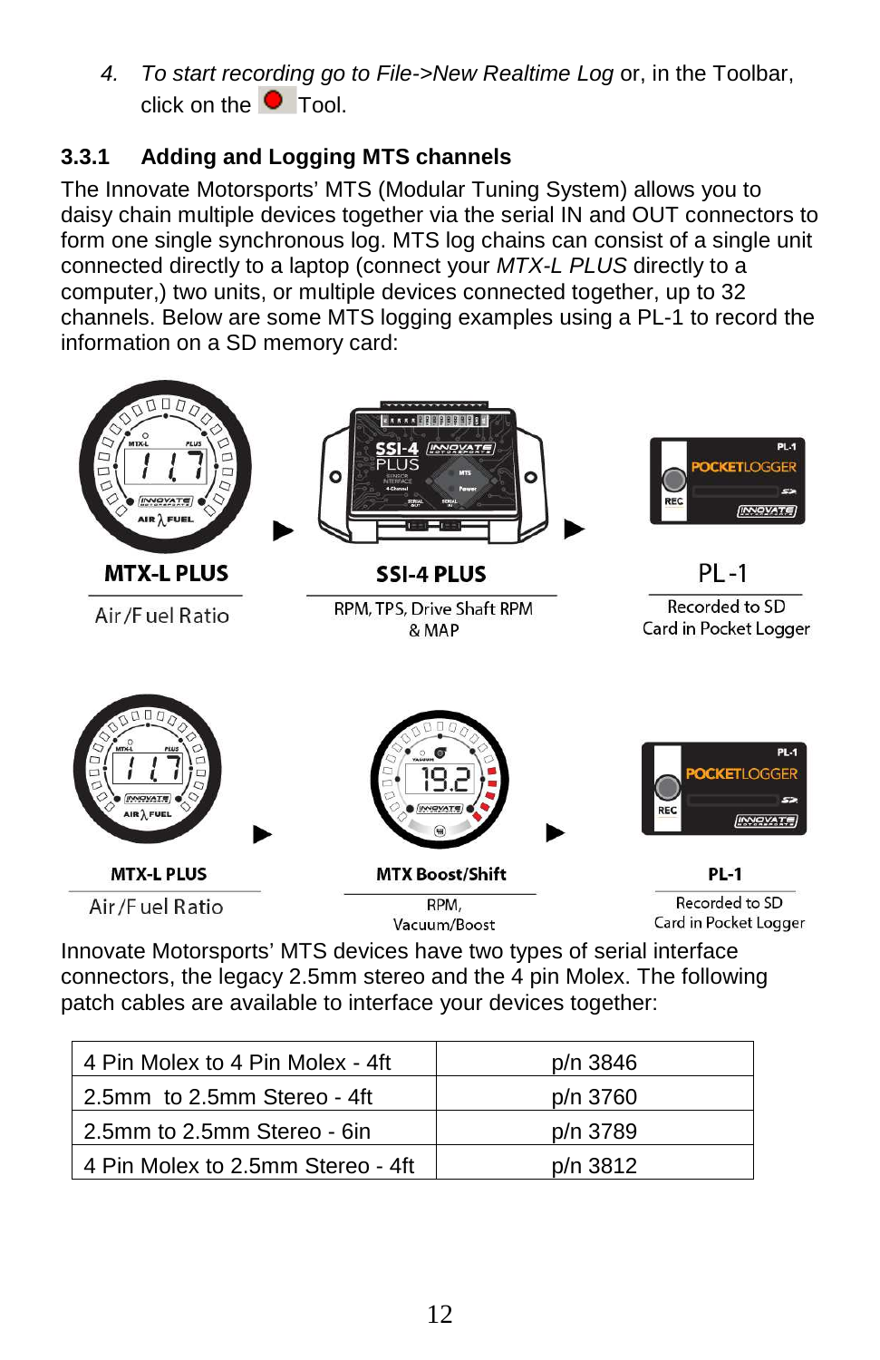4. *To start recording go to File->New Realtime Log* or, in the Toolbar, click on the Tool.

### 3.3.1 Adding and Logging MTS channels

The Innovate Motorsports' MTS (Modular Tuning System) allows you to daisy chain multiple devices together via the serial IN and OUT connectors to form one single synchronous log. MTS log chains can consist of a single unit connected directly to a laptop (connect your *MTX-L PLUS* directly to a computer,) two units, or multiple devices connected together, up to 32 channels. Below are some MTS logging examples using a PL-1 to record the information on a SD memory card:

**MTX-L PLUS**
Air/Fuel Ratio

**SSI-4 PLUS**
RPM, TPS, Drive Shaft RPM & MAP

**PL-1**
Recorded to SD Card in Pocket Logger

**MTX-L PLUS**
Air/Fuel Ratio

**MTX Boost/Shift**
RPM, Vacuum/Boost

**PL-1**
Recorded to SD Card in Pocket Logger

Innovate Motorsports' MTS devices have two types of serial interface connectors, the legacy 2.5mm stereo and the 4 pin Molex. The following patch cables are available to interface your devices together:

| | |
|---|---|
| 4 Pin Molex to 4 Pin Molex - 4ft | p/n 3846 |
| 2.5mm to 2.5mm Stereo - 4ft | p/n 3760 |
| 2.5mm to 2.5mm Stereo - 6in | p/n 3789 |
| 4 Pin Molex to 2.5mm Stereo - 4ft | p/n 3812 |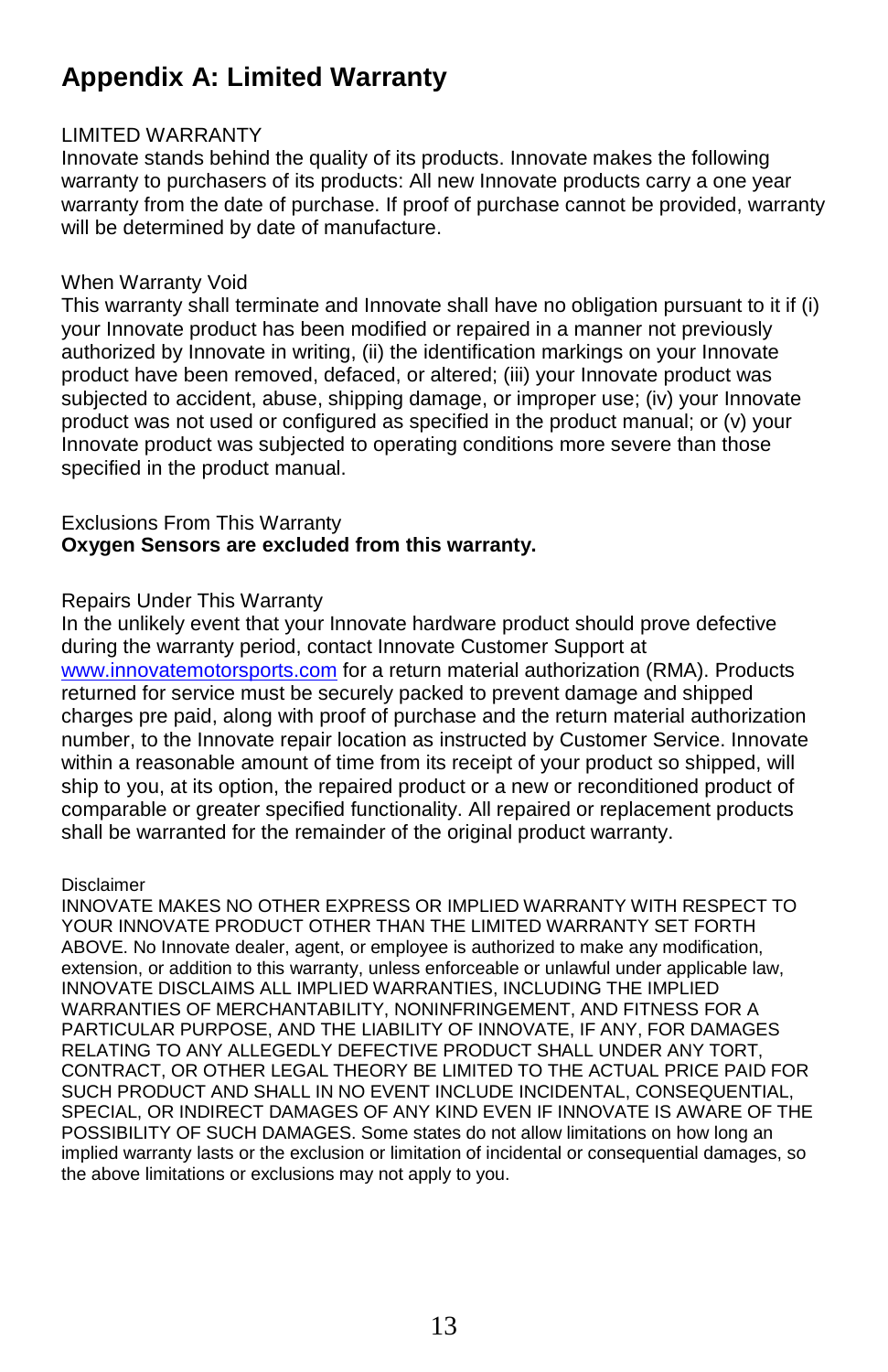# Appendix A: Limited Warranty

LIMITED WARRANTY

Innovate stands behind the quality of its products. Innovate makes the following warranty to purchasers of its products: All new Innovate products carry a one year warranty from the date of purchase. If proof of purchase cannot be provided, warranty will be determined by date of manufacture.

When Warranty Void

This warranty shall terminate and Innovate shall have no obligation pursuant to it if (i) your Innovate product has been modified or repaired in a manner not previously authorized by Innovate in writing, (ii) the identification markings on your Innovate product have been removed, defaced, or altered; (iii) your Innovate product was subjected to accident, abuse, shipping damage, or improper use; (iv) your Innovate product was not used or configured as specified in the product manual; or (v) your Innovate product was subjected to operating conditions more severe than those specified in the product manual.

Exclusions From This Warranty

**Oxygen Sensors are excluded from this warranty.**

Repairs Under This Warranty

In the unlikely event that your Innovate hardware product should prove defective during the warranty period, contact Innovate Customer Support at [www.innovatemotorsports.com](http://www.innovatemotorsports.com) for a return material authorization (RMA). Products returned for service must be securely packed to prevent damage and shipped charges pre paid, along with proof of purchase and the return material authorization number, to the Innovate repair location as instructed by Customer Service. Innovate within a reasonable amount of time from its receipt of your product so shipped, will ship to you, at its option, the repaired product or a new or reconditioned product of comparable or greater specified functionality. All repaired or replacement products shall be warranted for the remainder of the original product warranty.

Disclaimer

INNOVATE MAKES NO OTHER EXPRESS OR IMPLIED WARRANTY WITH RESPECT TO YOUR INNOVATE PRODUCT OTHER THAN THE LIMITED WARRANTY SET FORTH ABOVE. No Innovate dealer, agent, or employee is authorized to make any modification, extension, or addition to this warranty, unless enforceable or unlawful under applicable law, INNOVATE DISCLAIMS ALL IMPLIED WARRANTIES, INCLUDING THE IMPLIED WARRANTIES OF MERCHANTABILITY, NONINFRINGEMENT, AND FITNESS FOR A PARTICULAR PURPOSE, AND THE LIABILITY OF INNOVATE, IF ANY, FOR DAMAGES RELATING TO ANY ALLEGEDLY DEFECTIVE PRODUCT SHALL UNDER ANY TORT, CONTRACT, OR OTHER LEGAL THEORY BE LIMITED TO THE ACTUAL PRICE PAID FOR SUCH PRODUCT AND SHALL IN NO EVENT INCLUDE INCIDENTAL, CONSEQUENTIAL, SPECIAL, OR INDIRECT DAMAGES OF ANY KIND EVEN IF INNOVATE IS AWARE OF THE POSSIBILITY OF SUCH DAMAGES. Some states do not allow limitations on how long an implied warranty lasts or the exclusion or limitation of incidental or consequential damages, so the above limitations or exclusions may not apply to you.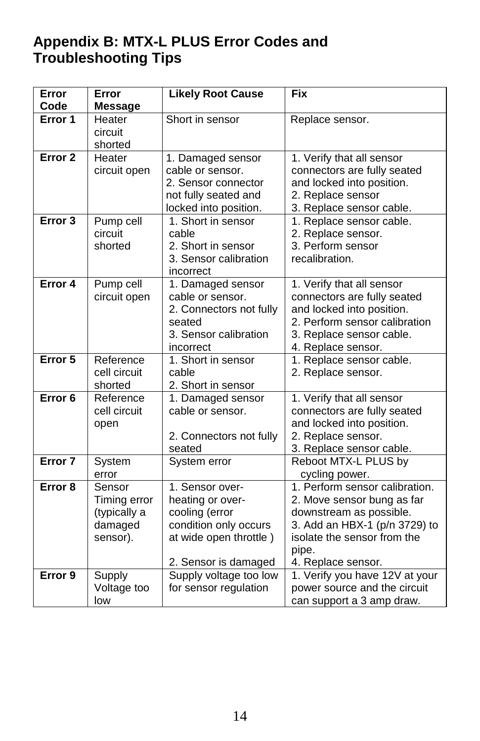## Appendix B: MTX-L PLUS Error Codes and Troubleshooting Tips

| Error Code | Error Message | Likely Root Cause | Fix |
|---|---|---|---|
| **Error 1** | Heater circuit shorted | Short in sensor | Replace sensor. |
| **Error 2** | Heater circuit open | 1. Damaged sensor cable or sensor.<br>2. Sensor connector not fully seated and locked into position. | 1. Verify that all sensor connectors are fully seated and locked into position.<br>2. Replace sensor<br>3. Replace sensor cable. |
| **Error 3** | Pump cell circuit shorted | 1. Short in sensor cable<br>2. Short in sensor<br>3. Sensor calibration incorrect | 1. Replace sensor cable.<br>2. Replace sensor.<br>3. Perform sensor recalibration. |
| **Error 4** | Pump cell circuit open | 1. Damaged sensor cable or sensor.<br>2. Connectors not fully seated<br>3. Sensor calibration incorrect | 1. Verify that all sensor connectors are fully seated and locked into position.<br>2. Perform sensor calibration<br>3. Replace sensor cable.<br>4. Replace sensor. |
| **Error 5** | Reference cell circuit shorted | 1. Short in sensor cable<br>2. Short in sensor | 1. Replace sensor cable.<br>2. Replace sensor. |
| **Error 6** | Reference cell circuit open | 1. Damaged sensor cable or sensor.<br><br>2. Connectors not fully seated | 1. Verify that all sensor connectors are fully seated and locked into position.<br>2. Replace sensor.<br>3. Replace sensor cable. |
| **Error 7** | System error | System error | Reboot MTX-L PLUS by cycling power. |
| **Error 8** | Sensor Timing error (typically a damaged sensor). | 1. Sensor over-heating or over-cooling (error condition only occurs at wide open throttle )<br><br>2. Sensor is damaged | 1. Perform sensor calibration.<br>2. Move sensor bung as far downstream as possible.<br>3. Add an HBX-1 (p/n 3729) to isolate the sensor from the pipe.<br>4. Replace sensor. |
| **Error 9** | Supply Voltage too low | Supply voltage too low for sensor regulation | 1. Verify you have 12V at your power source and the circuit can support a 3 amp draw. |